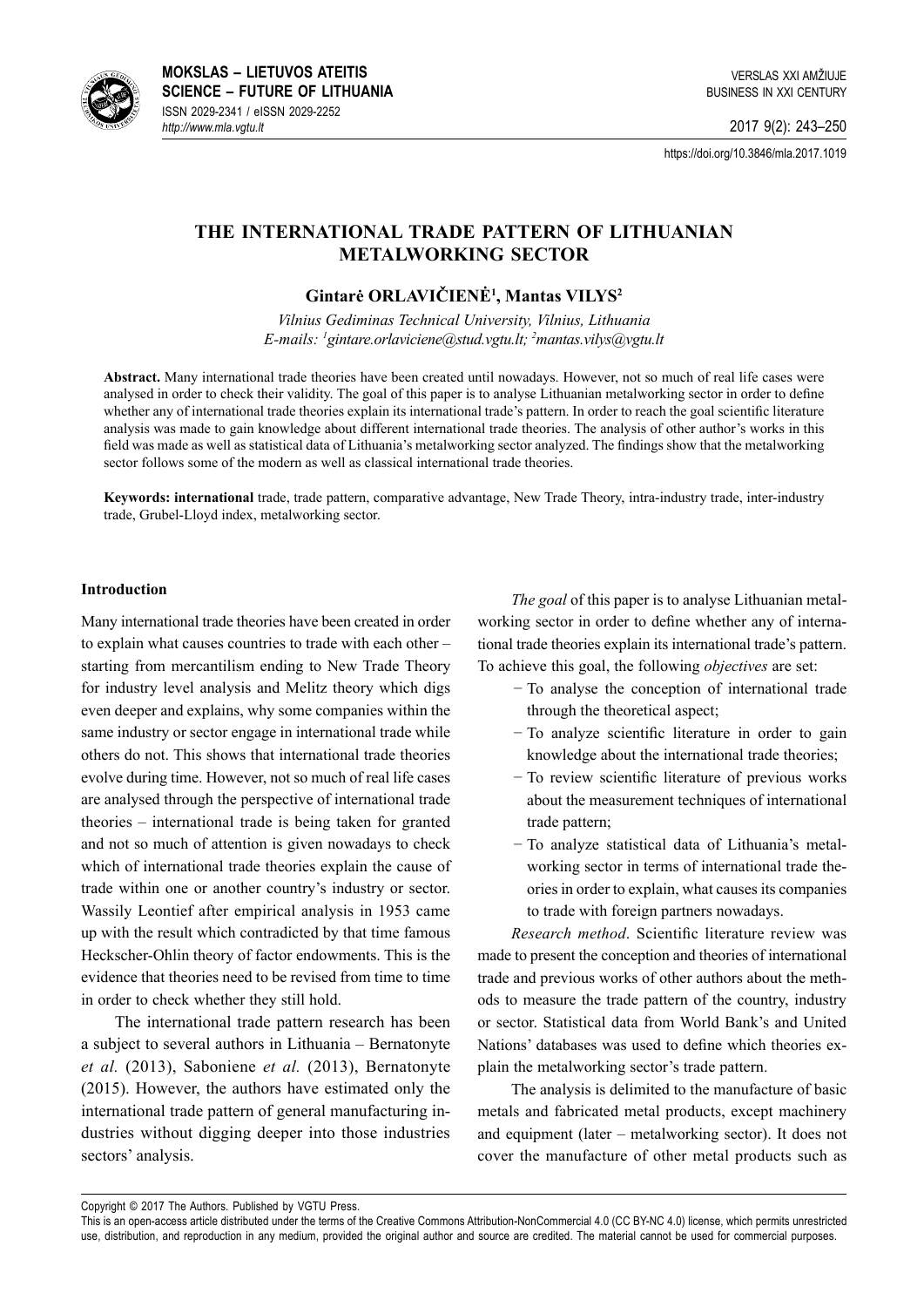# THE INTERNATIONAL TRADE PATTERN OF LITHUANIAN METALWORKING SECTOR

**Gintarė ORLAVIČIENĖ[1], Mantas VILYS[2]**

*Vilnius Gediminas Technical University, Vilnius, Lithuania*
*E-mails: [1]gintare.orlaviciene@stud.vgtu.lt; [2]mantas.vilys@vgtu.lt*

**Abstract.** Many international trade theories have been created until nowadays. However, not so much of real life cases were analysed in order to check their validity. The goal of this paper is to analyse Lithuanian metalworking sector in order to define whether any of international trade theories explain its international trade's pattern. In order to reach the goal scientific literature analysis was made to gain knowledge about different international trade theories. The analysis of other author's works in this field was made as well as statistical data of Lithuania's metalworking sector analyzed. The findings show that the metalworking sector follows some of the modern as well as classical international trade theories.

**Keywords: international** trade, trade pattern, comparative advantage, New Trade Theory, intra-industry trade, inter-industry trade, Grubel-Lloyd index, metalworking sector.

## Introduction

Many international trade theories have been created in order to explain what causes countries to trade with each other – starting from mercantilism ending to New Trade Theory for industry level analysis and Melitz theory which digs even deeper and explains, why some companies within the same industry or sector engage in international trade while others do not. This shows that international trade theories evolve during time. However, not so much of real life cases are analysed through the perspective of international trade theories – international trade is being taken for granted and not so much of attention is given nowadays to check which of international trade theories explain the cause of trade within one or another country's industry or sector. Wassily Leontief after empirical analysis in 1953 came up with the result which contradicted by that time famous Heckscher-Ohlin theory of factor endowments. This is the evidence that theories need to be revised from time to time in order to check whether they still hold.

The international trade pattern research has been a subject to several authors in Lithuania – Bernatonyte *et al.* (2013), Saboniene *et al.* (2013), Bernatonyte (2015). However, the authors have estimated only the international trade pattern of general manufacturing industries without digging deeper into those industries sectors' analysis.

*The goal* of this paper is to analyse Lithuanian metalworking sector in order to define whether any of international trade theories explain its international trade's pattern. To achieve this goal, the following *objectives* are set:

- To analyse the conception of international trade through the theoretical aspect;
- To analyze scientific literature in order to gain knowledge about the international trade theories;
- To review scientific literature of previous works about the measurement techniques of international trade pattern;
- To analyze statistical data of Lithuania's metalworking sector in terms of international trade theories in order to explain, what causes its companies to trade with foreign partners nowadays.

*Research method*. Scientific literature review was made to present the conception and theories of international trade and previous works of other authors about the methods to measure the trade pattern of the country, industry or sector. Statistical data from World Bank's and United Nations' databases was used to define which theories explain the metalworking sector's trade pattern.

The analysis is delimited to the manufacture of basic metals and fabricated metal products, except machinery and equipment (later – metalworking sector). It does not cover the manufacture of other metal products such as

Copyright © 2017 The Authors. Published by VGTU Press.

This is an open-access article distributed under the terms of the Creative Commons Attribution-NonCommercial 4.0 (CC BY-NC 4.0) license, which permits unrestricted use, distribution, and reproduction in any medium, provided the original author and source are credited. The material cannot be used for commercial purposes.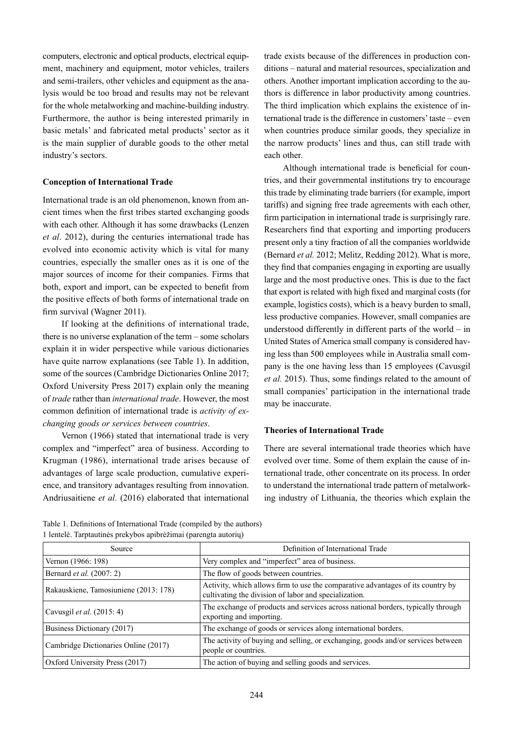computers, electronic and optical products, electrical equipment, machinery and equipment, motor vehicles, trailers and semi-trailers, other vehicles and equipment as the analysis would be too broad and results may not be relevant for the whole metalworking and machine-building industry. Furthermore, the author is being interested primarily in basic metals' and fabricated metal products' sector as it is the main supplier of durable goods to the other metal industry's sectors.

**Conception of International Trade**

International trade is an old phenomenon, known from ancient times when the first tribes started exchanging goods with each other. Although it has some drawbacks (Lenzen *et al*. 2012), during the centuries international trade has evolved into economic activity which is vital for many countries, especially the smaller ones as it is one of the major sources of income for their companies. Firms that both, export and import, can be expected to benefit from the positive effects of both forms of international trade on firm survival (Wagner 2011).

If looking at the definitions of international trade, there is no universe explanation of the term – some scholars explain it in wider perspective while various dictionaries have quite narrow explanations (see Table 1). In addition, some of the sources (Cambridge Dictionaries Online 2017; Oxford University Press 2017) explain only the meaning of *trade* rather than *international trade*. However, the most common definition of international trade is *activity of exchanging goods or services between countries*.

Vernon (1966) stated that international trade is very complex and "imperfect" area of business. According to Krugman (1986), international trade arises because of advantages of large scale production, cumulative experience, and transitory advantages resulting from innovation. Andriusaitiene *et al.* (2016) elaborated that international trade exists because of the differences in production conditions – natural and material resources, specialization and others. Another important implication according to the authors is difference in labor productivity among countries. The third implication which explains the existence of international trade is the difference in customers' taste – even when countries produce similar goods, they specialize in the narrow products' lines and thus, can still trade with each other.

Although international trade is beneficial for countries, and their governmental institutions try to encourage this trade by eliminating trade barriers (for example, import tariffs) and signing free trade agreements with each other, firm participation in international trade is surprisingly rare. Researchers find that exporting and importing producers present only a tiny fraction of all the companies worldwide (Bernard *et al.* 2012; Melitz, Redding 2012). What is more, they find that companies engaging in exporting are usually large and the most productive ones. This is due to the fact that export is related with high fixed and marginal costs (for example, logistics costs), which is a heavy burden to small, less productive companies. However, small companies are understood differently in different parts of the world – in United States of America small company is considered having less than 500 employees while in Australia small company is the one having less than 15 employees (Cavusgil *et al.* 2015). Thus, some findings related to the amount of small companies' participation in the international trade may be inaccurate.

**Theories of International Trade**

There are several international trade theories which have evolved over time. Some of them explain the cause of international trade, other concentrate on its process. In order to understand the international trade pattern of metalworking industry of Lithuania, the theories which explain the

Table 1. Definitions of International Trade (compiled by the authors)
1 lentelė. Tarptautinės prekybos apibrėžimai (parengta autorių)

| Source | Definition of International Trade |
|---|---|
| Vernon (1966: 198) | Very complex and "imperfect" area of business. |
| Bernard *et al.* (2007: 2) | The flow of goods between countries. |
| Rakauskiene, Tamosiuniene (2013: 178) | Activity, which allows firm to use the comparative advantages of its country by cultivating the division of labor and specialization. |
| Cavusgil *et al.* (2015: 4) | The exchange of products and services across national borders, typically through exporting and importing. |
| Business Dictionary (2017) | The exchange of goods or services along international borders. |
| Cambridge Dictionaries Online (2017) | The activity of buying and selling, or exchanging, goods and/or services between people or countries. |
| Oxford University Press (2017) | The action of buying and selling goods and services. |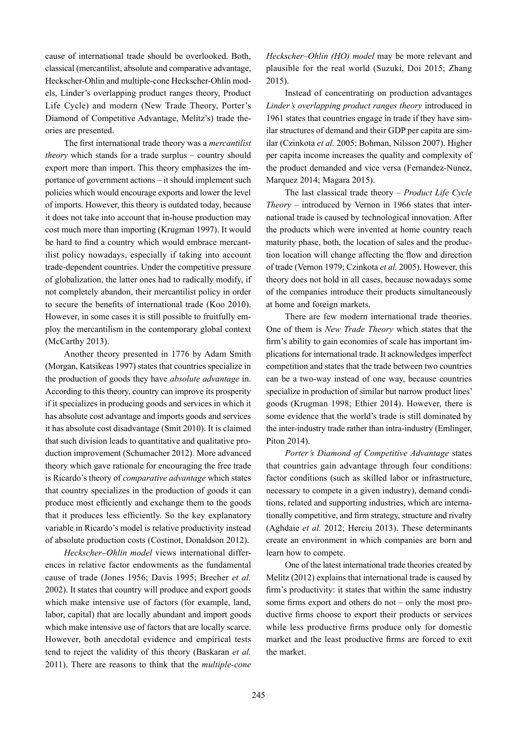cause of international trade should be overlooked. Both, classical (mercantilist, absolute and comparative advantage, Heckscher-Ohlin and multiple-cone Heckscher-Ohlin models, Linder's overlapping product ranges theory, Product Life Cycle) and modern (New Trade Theory, Porter's Diamond of Competitive Advantage, Melitz's) trade theories are presented.

The first international trade theory was a *mercantilist theory* which stands for a trade surplus – country should export more than import. This theory emphasizes the importance of government actions – it should implement such policies which would encourage exports and lower the level of imports. However, this theory is outdated today, because it does not take into account that in-house production may cost much more than importing (Krugman 1997). It would be hard to find a country which would embrace mercantilist policy nowadays, especially if taking into account trade-dependent countries. Under the competitive pressure of globalization, the latter ones had to radically modify, if not completely abandon, their mercantilist policy in order to secure the benefits of international trade (Koo 2010). However, in some cases it is still possible to fruitfully employ the mercantilism in the contemporary global context (McCarthy 2013).

Another theory presented in 1776 by Adam Smith (Morgan, Katsikeas 1997) states that countries specialize in the production of goods they have *absolute advantage* in. According to this theory, country can improve its prosperity if it specializes in producing goods and services in which it has absolute cost advantage and imports goods and services it has absolute cost disadvantage (Smit 2010). It is claimed that such division leads to quantitative and qualitative production improvement (Schumacher 2012). More advanced theory which gave rationale for encouraging the free trade is Ricardo's theory of *comparative advantage* which states that country specializes in the production of goods it can produce most efficiently and exchange them to the goods that it produces less efficiently. So the key explanatory variable in Ricardo's model is relative productivity instead of absolute production costs (Costinot, Donaldson 2012).

*Heckscher–Ohlin model* views international differences in relative factor endowments as the fundamental cause of trade (Jones 1956; Davis 1995; Brecher *et al.* 2002). It states that country will produce and export goods which make intensive use of factors (for example, land, labor, capital) that are locally abundant and import goods which make intensive use of factors that are locally scarce. However, both anecdotal evidence and empirical tests tend to reject the validity of this theory (Baskaran *et al.* 2011). There are reasons to think that the *multiple-cone Heckscher–Ohlin (HO) model* may be more relevant and plausible for the real world (Suzuki, Doi 2015; Zhang 2015).

Instead of concentrating on production advantages *Linder's overlapping product ranges theory* introduced in 1961 states that countries engage in trade if they have similar structures of demand and their GDP per capita are similar (Czinkota *et al.* 2005; Bohman, Nilsson 2007). Higher per capita income increases the quality and complexity of the product demanded and vice versa (Fernandez-Nunez, Marquez 2014; Magara 2015).

The last classical trade theory – *Product Life Cycle Theory* – introduced by Vernon in 1966 states that international trade is caused by technological innovation. After the products which were invented at home country reach maturity phase, both, the location of sales and the production location will change affecting the flow and direction of trade (Vernon 1979; Czinkota *et al.* 2005). However, this theory does not hold in all cases, because nowadays some of the companies introduce their products simultaneously at home and foreign markets.

There are few modern international trade theories. One of them is *New Trade Theory* which states that the firm's ability to gain economies of scale has important implications for international trade. It acknowledges imperfect competition and states that the trade between two countries can be a two-way instead of one way, because countries specialize in production of similar but narrow product lines' goods (Krugman 1998; Ethier 2014). However, there is some evidence that the world's trade is still dominated by the inter-industry trade rather than intra-industry (Emlinger, Piton 2014).

*Porter's Diamond of Competitive Advantage* states that countries gain advantage through four conditions: factor conditions (such as skilled labor or infrastructure, necessary to compete in a given industry), demand conditions, related and supporting industries, which are internationally competitive, and firm strategy, structure and rivalry (Aghdaie *et al.* 2012; Herciu 2013). These determinants create an environment in which companies are born and learn how to compete.

One of the latest international trade theories created by Melitz (2012) explains that international trade is caused by firm's productivity: it states that within the same industry some firms export and others do not – only the most productive firms choose to export their products or services while less productive firms produce only for domestic market and the least productive firms are forced to exit the market.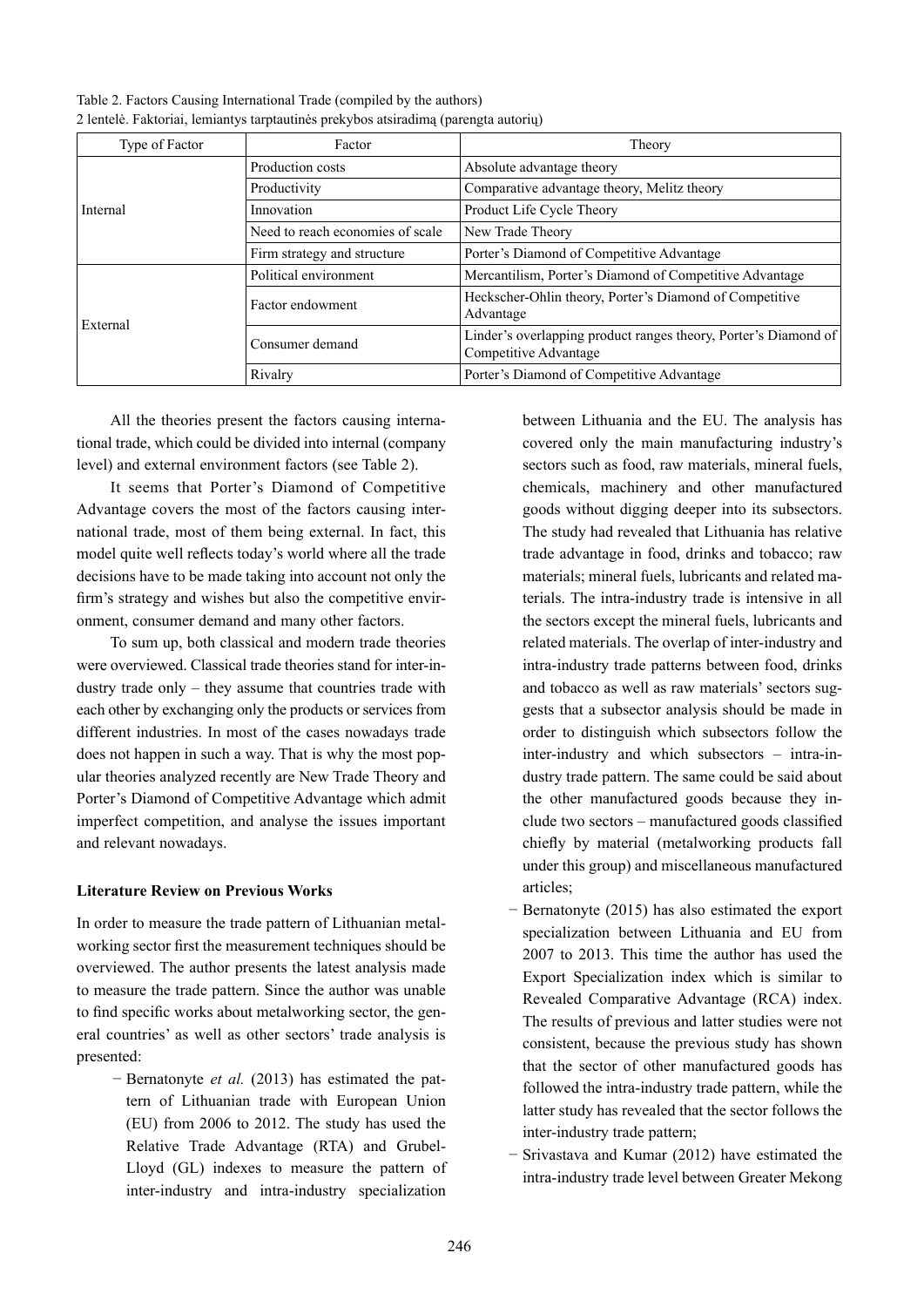Table 2. Factors Causing International Trade (compiled by the authors)
2 lentelė. Faktoriai, lemiantys tarptautinės prekybos atsiradimą (parengta autorių)

| Type of Factor | Factor | Theory |
|---|---|---|
| Internal | Production costs | Absolute advantage theory |
| | Productivity | Comparative advantage theory, Melitz theory |
| | Innovation | Product Life Cycle Theory |
| | Need to reach economies of scale | New Trade Theory |
| | Firm strategy and structure | Porter's Diamond of Competitive Advantage |
| External | Political environment | Mercantilism, Porter's Diamond of Competitive Advantage |
| | Factor endowment | Heckscher-Ohlin theory, Porter's Diamond of Competitive Advantage |
| | Consumer demand | Linder's overlapping product ranges theory, Porter's Diamond of Competitive Advantage |
| | Rivalry | Porter's Diamond of Competitive Advantage |

All the theories present the factors causing international trade, which could be divided into internal (company level) and external environment factors (see Table 2).

It seems that Porter's Diamond of Competitive Advantage covers the most of the factors causing international trade, most of them being external. In fact, this model quite well reflects today's world where all the trade decisions have to be made taking into account not only the firm's strategy and wishes but also the competitive environment, consumer demand and many other factors.

To sum up, both classical and modern trade theories were overviewed. Classical trade theories stand for inter-industry trade only – they assume that countries trade with each other by exchanging only the products or services from different industries. In most of the cases nowadays trade does not happen in such a way. That is why the most popular theories analyzed recently are New Trade Theory and Porter's Diamond of Competitive Advantage which admit imperfect competition, and analyse the issues important and relevant nowadays.

## Literature Review on Previous Works

In order to measure the trade pattern of Lithuanian metalworking sector first the measurement techniques should be overviewed. The author presents the latest analysis made to measure the trade pattern. Since the author was unable to find specific works about metalworking sector, the general countries' as well as other sectors' trade analysis is presented:

- Bernatonyte *et al.* (2013) has estimated the pattern of Lithuanian trade with European Union (EU) from 2006 to 2012. The study has used the Relative Trade Advantage (RTA) and Grubel-Lloyd (GL) indexes to measure the pattern of inter-industry and intra-industry specialization between Lithuania and the EU. The analysis has covered only the main manufacturing industry's sectors such as food, raw materials, mineral fuels, chemicals, machinery and other manufactured goods without digging deeper into its subsectors. The study had revealed that Lithuania has relative trade advantage in food, drinks and tobacco; raw materials; mineral fuels, lubricants and related materials. The intra-industry trade is intensive in all the sectors except the mineral fuels, lubricants and related materials. The overlap of inter-industry and intra-industry trade patterns between food, drinks and tobacco as well as raw materials' sectors suggests that a subsector analysis should be made in order to distinguish which subsectors follow the inter-industry and which subsectors – intra-industry trade pattern. The same could be said about the other manufactured goods because they include two sectors – manufactured goods classified chiefly by material (metalworking products fall under this group) and miscellaneous manufactured articles;
- Bernatonyte (2015) has also estimated the export specialization between Lithuania and EU from 2007 to 2013. This time the author has used the Export Specialization index which is similar to Revealed Comparative Advantage (RCA) index. The results of previous and latter studies were not consistent, because the previous study has shown that the sector of other manufactured goods has followed the intra-industry trade pattern, while the latter study has revealed that the sector follows the inter-industry trade pattern;
- Srivastava and Kumar (2012) have estimated the intra-industry trade level between Greater Mekong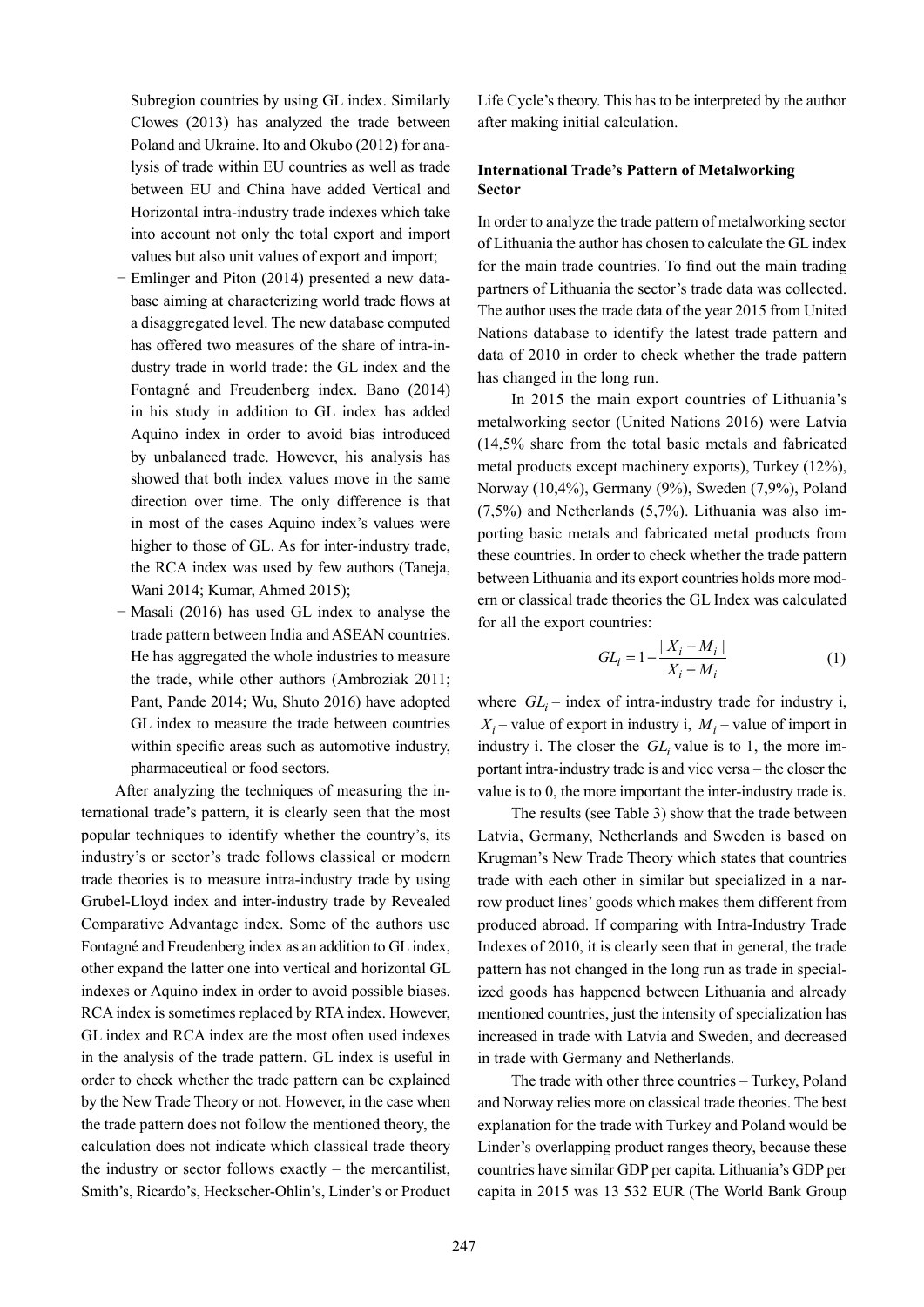Subregion countries by using GL index. Similarly Clowes (2013) has analyzed the trade between Poland and Ukraine. Ito and Okubo (2012) for analysis of trade within EU countries as well as trade between EU and China have added Vertical and Horizontal intra-industry trade indexes which take into account not only the total export and import values but also unit values of export and import;

- Emlinger and Piton (2014) presented a new database aiming at characterizing world trade flows at a disaggregated level. The new database computed has offered two measures of the share of intra-industry trade in world trade: the GL index and the Fontagné and Freudenberg index. Bano (2014) in his study in addition to GL index has added Aquino index in order to avoid bias introduced by unbalanced trade. However, his analysis has showed that both index values move in the same direction over time. The only difference is that in most of the cases Aquino index's values were higher to those of GL. As for inter-industry trade, the RCA index was used by few authors (Taneja, Wani 2014; Kumar, Ahmed 2015);
- Masali (2016) has used GL index to analyse the trade pattern between India and ASEAN countries. He has aggregated the whole industries to measure the trade, while other authors (Ambroziak 2011; Pant, Pande 2014; Wu, Shuto 2016) have adopted GL index to measure the trade between countries within specific areas such as automotive industry, pharmaceutical or food sectors.

After analyzing the techniques of measuring the international trade's pattern, it is clearly seen that the most popular techniques to identify whether the country's, its industry's or sector's trade follows classical or modern trade theories is to measure intra-industry trade by using Grubel-Lloyd index and inter-industry trade by Revealed Comparative Advantage index. Some of the authors use Fontagné and Freudenberg index as an addition to GL index, other expand the latter one into vertical and horizontal GL indexes or Aquino index in order to avoid possible biases. RCA index is sometimes replaced by RTA index. However, GL index and RCA index are the most often used indexes in the analysis of the trade pattern. GL index is useful in order to check whether the trade pattern can be explained by the New Trade Theory or not. However, in the case when the trade pattern does not follow the mentioned theory, the calculation does not indicate which classical trade theory the industry or sector follows exactly – the mercantilist, Smith's, Ricardo's, Heckscher-Ohlin's, Linder's or Product Life Cycle's theory. This has to be interpreted by the author after making initial calculation.

**International Trade's Pattern of Metalworking Sector**

In order to analyze the trade pattern of metalworking sector of Lithuania the author has chosen to calculate the GL index for the main trade countries. To find out the main trading partners of Lithuania the sector's trade data was collected. The author uses the trade data of the year 2015 from United Nations database to identify the latest trade pattern and data of 2010 in order to check whether the trade pattern has changed in the long run.

In 2015 the main export countries of Lithuania's metalworking sector (United Nations 2016) were Latvia (14,5% share from the total basic metals and fabricated metal products except machinery exports), Turkey (12%), Norway (10,4%), Germany (9%), Sweden (7,9%), Poland (7,5%) and Netherlands (5,7%). Lithuania was also importing basic metals and fabricated metal products from these countries. In order to check whether the trade pattern between Lithuania and its export countries holds more modern or classical trade theories the GL Index was calculated for all the export countries:

$$GL_i = 1 - \frac{|X_i - M_i|}{X_i + M_i} \tag{1}$$

where $GL_i$ – index of intra-industry trade for industry i, $X_i$ – value of export in industry i, $M_i$ – value of import in industry i. The closer the $GL_i$ value is to 1, the more important intra-industry trade is and vice versa – the closer the value is to 0, the more important the inter-industry trade is.

The results (see Table 3) show that the trade between Latvia, Germany, Netherlands and Sweden is based on Krugman's New Trade Theory which states that countries trade with each other in similar but specialized in a narrow product lines' goods which makes them different from produced abroad. If comparing with Intra-Industry Trade Indexes of 2010, it is clearly seen that in general, the trade pattern has not changed in the long run as trade in specialized goods has happened between Lithuania and already mentioned countries, just the intensity of specialization has increased in trade with Latvia and Sweden, and decreased in trade with Germany and Netherlands.

The trade with other three countries – Turkey, Poland and Norway relies more on classical trade theories. The best explanation for the trade with Turkey and Poland would be Linder's overlapping product ranges theory, because these countries have similar GDP per capita. Lithuania's GDP per capita in 2015 was 13 532 EUR (The World Bank Group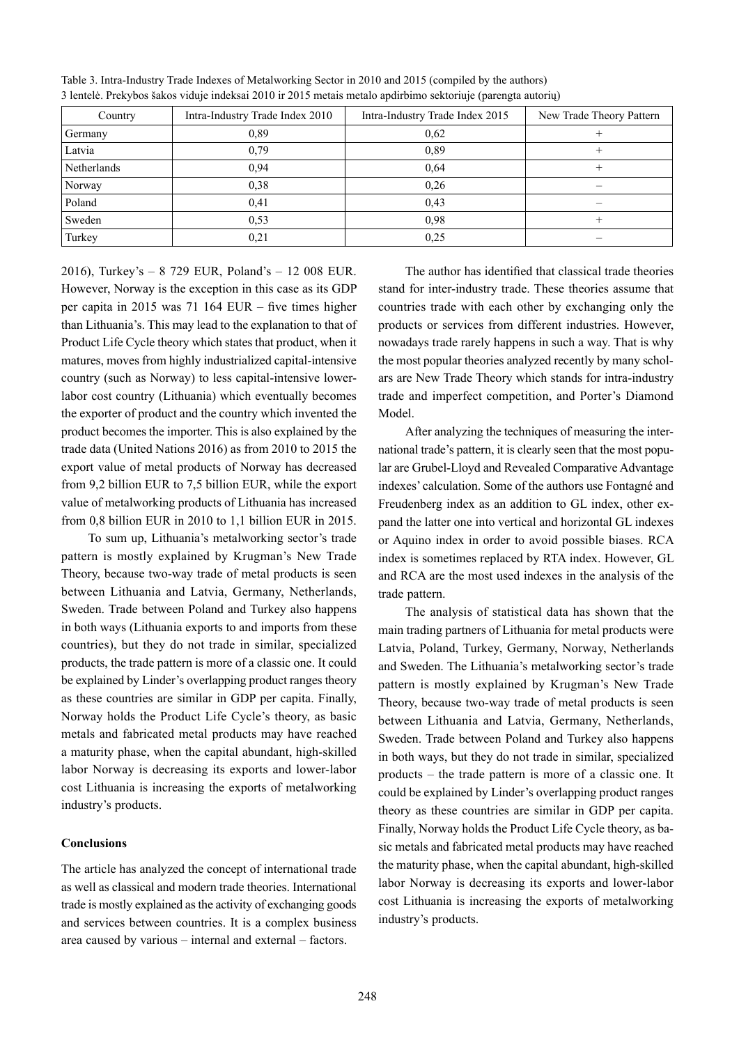Table 3. Intra-Industry Trade Indexes of Metalworking Sector in 2010 and 2015 (compiled by the authors)
3 lentelė. Prekybos šakos viduje indeksai 2010 ir 2015 metais metalo apdirbimo sektoriuje (parengta autorių)

| Country | Intra-Industry Trade Index 2010 | Intra-Industry Trade Index 2015 | New Trade Theory Pattern |
|---|---|---|---|
| Germany | 0,89 | 0,62 | + |
| Latvia | 0,79 | 0,89 | + |
| Netherlands | 0,94 | 0,64 | + |
| Norway | 0,38 | 0,26 | – |
| Poland | 0,41 | 0,43 | – |
| Sweden | 0,53 | 0,98 | + |
| Turkey | 0,21 | 0,25 | – |

2016), Turkey's – 8 729 EUR, Poland's – 12 008 EUR. However, Norway is the exception in this case as its GDP per capita in 2015 was 71 164 EUR – five times higher than Lithuania's. This may lead to the explanation to that of Product Life Cycle theory which states that product, when it matures, moves from highly industrialized capital-intensive country (such as Norway) to less capital-intensive lower-labor cost country (Lithuania) which eventually becomes the exporter of product and the country which invented the product becomes the importer. This is also explained by the trade data (United Nations 2016) as from 2010 to 2015 the export value of metal products of Norway has decreased from 9,2 billion EUR to 7,5 billion EUR, while the export value of metalworking products of Lithuania has increased from 0,8 billion EUR in 2010 to 1,1 billion EUR in 2015.

To sum up, Lithuania's metalworking sector's trade pattern is mostly explained by Krugman's New Trade Theory, because two-way trade of metal products is seen between Lithuania and Latvia, Germany, Netherlands, Sweden. Trade between Poland and Turkey also happens in both ways (Lithuania exports to and imports from these countries), but they do not trade in similar, specialized products, the trade pattern is more of a classic one. It could be explained by Linder's overlapping product ranges theory as these countries are similar in GDP per capita. Finally, Norway holds the Product Life Cycle's theory, as basic metals and fabricated metal products may have reached a maturity phase, when the capital abundant, high-skilled labor Norway is decreasing its exports and lower-labor cost Lithuania is increasing the exports of metalworking industry's products.

## Conclusions

The article has analyzed the concept of international trade as well as classical and modern trade theories. International trade is mostly explained as the activity of exchanging goods and services between countries. It is a complex business area caused by various – internal and external – factors.

The author has identified that classical trade theories stand for inter-industry trade. These theories assume that countries trade with each other by exchanging only the products or services from different industries. However, nowadays trade rarely happens in such a way. That is why the most popular theories analyzed recently by many scholars are New Trade Theory which stands for intra-industry trade and imperfect competition, and Porter's Diamond Model.

After analyzing the techniques of measuring the international trade's pattern, it is clearly seen that the most popular are Grubel-Lloyd and Revealed Comparative Advantage indexes' calculation. Some of the authors use Fontagné and Freudenberg index as an addition to GL index, other expand the latter one into vertical and horizontal GL indexes or Aquino index in order to avoid possible biases. RCA index is sometimes replaced by RTA index. However, GL and RCA are the most used indexes in the analysis of the trade pattern.

The analysis of statistical data has shown that the main trading partners of Lithuania for metal products were Latvia, Poland, Turkey, Germany, Norway, Netherlands and Sweden. The Lithuania's metalworking sector's trade pattern is mostly explained by Krugman's New Trade Theory, because two-way trade of metal products is seen between Lithuania and Latvia, Germany, Netherlands, Sweden. Trade between Poland and Turkey also happens in both ways, but they do not trade in similar, specialized products – the trade pattern is more of a classic one. It could be explained by Linder's overlapping product ranges theory as these countries are similar in GDP per capita. Finally, Norway holds the Product Life Cycle theory, as basic metals and fabricated metal products may have reached the maturity phase, when the capital abundant, high-skilled labor Norway is decreasing its exports and lower-labor cost Lithuania is increasing the exports of metalworking industry's products.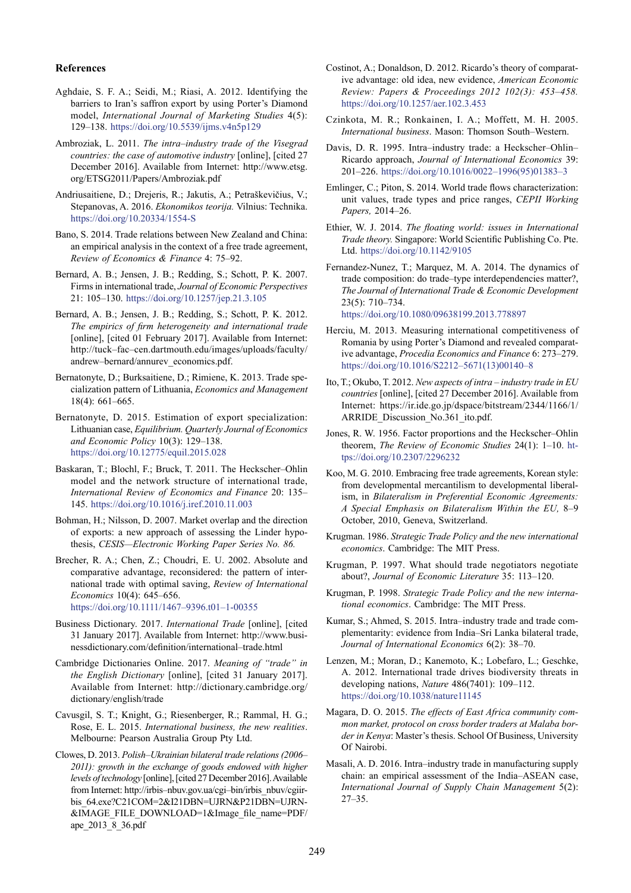## References

Aghdaie, S. F. A.; Seidi, M.; Riasi, A. 2012. Identifying the barriers to Iran's saffron export by using Porter's Diamond model, *International Journal of Marketing Studies* 4(5): 129–138. https://doi.org/10.5539/ijms.v4n5p129

Ambroziak, L. 2011. *The intra–industry trade of the Visegrad countries: the case of automotive industry* [online], [cited 27 December 2016]. Available from Internet: http://www.etsg.org/ETSG2011/Papers/Ambroziak.pdf

Andriusaitiene, D.; Drejeris, R.; Jakutis, A.; Petraškevičius, V.; Stepanovas, A. 2016. *Ekonomikos teorija.* Vilnius: Technika. https://doi.org/10.20334/1554-S

Bano, S. 2014. Trade relations between New Zealand and China: an empirical analysis in the context of a free trade agreement, *Review of Economics & Finance* 4: 75–92.

Bernard, A. B.; Jensen, J. B.; Redding, S.; Schott, P. K. 2007. Firms in international trade, *Journal of Economic Perspectives* 21: 105–130. https://doi.org/10.1257/jep.21.3.105

Bernard, A. B.; Jensen, J. B.; Redding, S.; Schott, P. K. 2012. *The empirics of firm heterogeneity and international trade* [online], [cited 01 February 2017]. Available from Internet: http://tuck–fac–cen.dartmouth.edu/images/uploads/faculty/andrew–bernard/annurev_economics.pdf.

Bernatonyte, D.; Burksaitiene, D.; Rimiene, K. 2013. Trade specialization pattern of Lithuania, *Economics and Management* 18(4): 661–665.

Bernatonyte, D. 2015. Estimation of export specialization: Lithuanian case, *Equilibrium. Quarterly Journal of Economics and Economic Policy* 10(3): 129–138. https://doi.org/10.12775/equil.2015.028

Baskaran, T.; Blochl, F.; Bruck, T. 2011. The Heckscher–Ohlin model and the network structure of international trade, *International Review of Economics and Finance* 20: 135–145. https://doi.org/10.1016/j.iref.2010.11.003

Bohman, H.; Nilsson, D. 2007. Market overlap and the direction of exports: a new approach of assessing the Linder hypothesis, *CESIS—Electronic Working Paper Series No. 86.*

Brecher, R. A.; Chen, Z.; Choudri, E. U. 2002. Absolute and comparative advantage, reconsidered: the pattern of international trade with optimal saving, *Review of International Economics* 10(4): 645–656. https://doi.org/10.1111/1467–9396.t01–1-00355

Business Dictionary. 2017. *International Trade* [online], [cited 31 January 2017]. Available from Internet: http://www.businessdictionary.com/definition/international–trade.html

Cambridge Dictionaries Online. 2017. *Meaning of "trade" in the English Dictionary* [online], [cited 31 January 2017]. Available from Internet: http://dictionary.cambridge.org/dictionary/english/trade

Cavusgil, S. T.; Knight, G.; Riesenberger, R.; Rammal, H. G.; Rose, E. L. 2015. *International business, the new realities*. Melbourne: Pearson Australia Group Pty Ltd.

Clowes, D. 2013. *Polish–Ukrainian bilateral trade relations (2006–2011): growth in the exchange of goods endowed with higher levels of technology* [online], [cited 27 December 2016]. Available from Internet: http://irbis–nbuv.gov.ua/cgi–bin/irbis_nbuv/cgiirbis_64.exe?C21COM=2&I21DBN=UJRN&P21DBN=UJRN&IMAGE_FILE_DOWNLOAD=1&Image_file_name=PDF/ape_2013_8_36.pdf

Costinot, A.; Donaldson, D. 2012. Ricardo's theory of comparative advantage: old idea, new evidence, *American Economic Review: Papers & Proceedings 2012 102(3): 453–458.* https://doi.org/10.1257/aer.102.3.453

Czinkota, M. R.; Ronkainen, I. A.; Moffett, M. H. 2005. *International business*. Mason: Thomson South–Western.

Davis, D. R. 1995. Intra–industry trade: a Heckscher–Ohlin–Ricardo approach, *Journal of International Economics* 39: 201–226. https://doi.org/10.1016/0022–1996(95)01383–3

Emlinger, C.; Piton, S. 2014. World trade flows characterization: unit values, trade types and price ranges, *CEPII Working Papers,* 2014–26.

Ethier, W. J. 2014. *The floating world: issues in International Trade theory.* Singapore: World Scientific Publishing Co. Pte. Ltd. https://doi.org/10.1142/9105

Fernandez-Nunez, T.; Marquez, M. A. 2014. The dynamics of trade composition: do trade–type interdependencies matter?, *The Journal of International Trade & Economic Development* 23(5): 710–734. https://doi.org/10.1080/09638199.2013.778897

Herciu, M. 2013. Measuring international competitiveness of Romania by using Porter's Diamond and revealed comparative advantage, *Procedia Economics and Finance* 6: 273–279. https://doi.org/10.1016/S2212–5671(13)00140–8

Ito, T.; Okubo, T. 2012. *New aspects of intra – industry trade in EU countries* [online], [cited 27 December 2016]. Available from Internet: https://ir.ide.go.jp/dspace/bitstream/2344/1166/1/ARRIDE_Discussion_No.361_ito.pdf.

Jones, R. W. 1956. Factor proportions and the Heckscher–Ohlin theorem, *The Review of Economic Studies* 24(1): 1–10. https://doi.org/10.2307/2296232

Koo, M. G. 2010. Embracing free trade agreements, Korean style: from developmental mercantilism to developmental liberalism, in *Bilateralism in Preferential Economic Agreements: A Special Emphasis on Bilateralism Within the EU,* 8–9 October, 2010, Geneva, Switzerland.

Krugman. 1986. *Strategic Trade Policy and the new international economics*. Cambridge: The MIT Press.

Krugman, P. 1997. What should trade negotiators negotiate about?, *Journal of Economic Literature* 35: 113–120.

Krugman, P. 1998. *Strategic Trade Policy and the new international economics*. Cambridge: The MIT Press.

Kumar, S.; Ahmed, S. 2015. Intra–industry trade and trade complementarity: evidence from India–Sri Lanka bilateral trade, *Journal of International Economics* 6(2): 38–70.

Lenzen, M.; Moran, D.; Kanemoto, K.; Lobefaro, L.; Geschke, A. 2012. International trade drives biodiversity threats in developing nations, *Nature* 486(7401): 109–112. https://doi.org/10.1038/nature11145

Magara, D. O. 2015. *The effects of East Africa community common market, protocol on cross border traders at Malaba border in Kenya*: Master's thesis. School Of Business, University Of Nairobi.

Masali, A. D. 2016. Intra–industry trade in manufacturing supply chain: an empirical assessment of the India–ASEAN case, *International Journal of Supply Chain Management* 5(2): 27–35.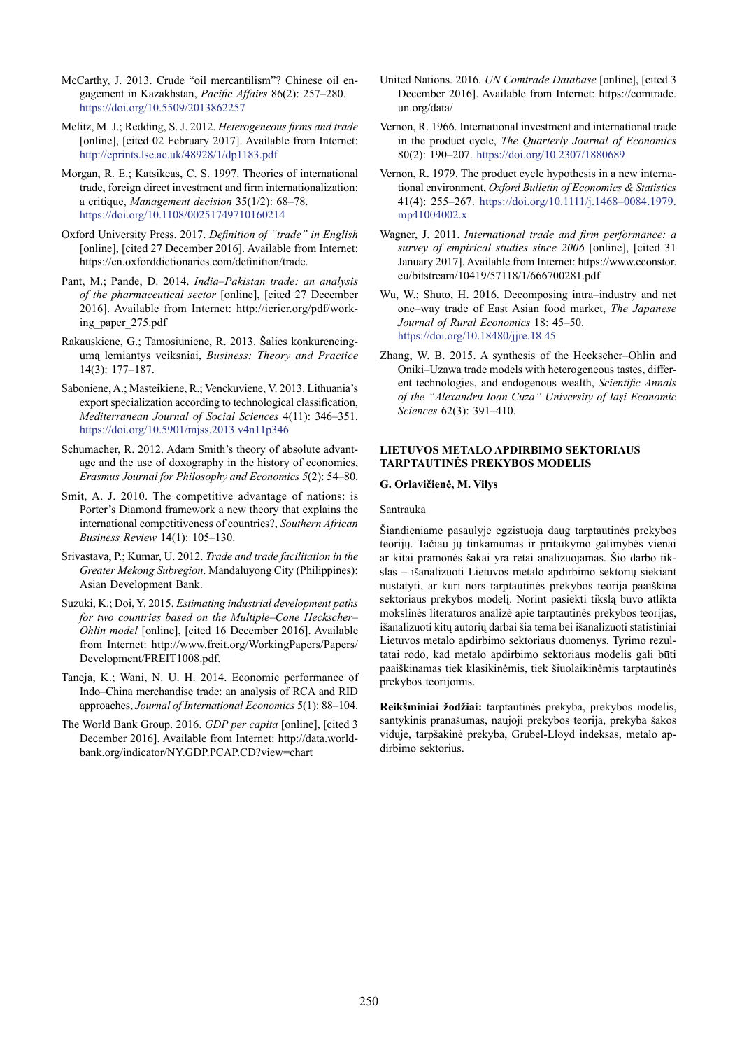McCarthy, J. 2013. Crude "oil mercantilism"? Chinese oil engagement in Kazakhstan, *Pacific Affairs* 86(2): 257–280. https://doi.org/10.5509/2013862257

Melitz, M. J.; Redding, S. J. 2012. *Heterogeneous firms and trade* [online], [cited 02 February 2017]. Available from Internet: http://eprints.lse.ac.uk/48928/1/dp1183.pdf

Morgan, R. E.; Katsikeas, C. S. 1997. Theories of international trade, foreign direct investment and firm internationalization: a critique, *Management decision* 35(1/2): 68–78. https://doi.org/10.1108/00251749710160214

Oxford University Press. 2017. *Definition of "trade" in English* [online], [cited 27 December 2016]. Available from Internet: https://en.oxforddictionaries.com/definition/trade.

Pant, M.; Pande, D. 2014. *India–Pakistan trade: an analysis of the pharmaceutical sector* [online], [cited 27 December 2016]. Available from Internet: http://icrier.org/pdf/working_paper_275.pdf

Rakauskiene, G.; Tamosiuniene, R. 2013. Šalies konkurencingumą lemiantys veiksniai, *Business: Theory and Practice* 14(3): 177–187.

Saboniene, A.; Masteikiene, R.; Venckuviene, V. 2013. Lithuania's export specialization according to technological classification, *Mediterranean Journal of Social Sciences* 4(11): 346–351. https://doi.org/10.5901/mjss.2013.v4n11p346

Schumacher, R. 2012. Adam Smith's theory of absolute advantage and the use of doxography in the history of economics, *Erasmus Journal for Philosophy and Economics* 5(2): 54–80.

Smit, A. J. 2010. The competitive advantage of nations: is Porter's Diamond framework a new theory that explains the international competitiveness of countries?, *Southern African Business Review* 14(1): 105–130.

Srivastava, P.; Kumar, U. 2012. *Trade and trade facilitation in the Greater Mekong Subregion*. Mandaluyong City (Philippines): Asian Development Bank.

Suzuki, K.; Doi, Y. 2015. *Estimating industrial development paths for two countries based on the Multiple–Cone Heckscher–Ohlin model* [online], [cited 16 December 2016]. Available from Internet: http://www.freit.org/WorkingPapers/Papers/Development/FREIT1008.pdf.

Taneja, K.; Wani, N. U. H. 2014. Economic performance of Indo–China merchandise trade: an analysis of RCA and RID approaches, *Journal of International Economics* 5(1): 88–104.

The World Bank Group. 2016. *GDP per capita* [online], [cited 3 December 2016]. Available from Internet: http://data.worldbank.org/indicator/NY.GDP.PCAP.CD?view=chart

United Nations. 2016. *UN Comtrade Database* [online], [cited 3 December 2016]. Available from Internet: https://comtrade.un.org/data/

Vernon, R. 1966. International investment and international trade in the product cycle, *The Quarterly Journal of Economics* 80(2): 190–207. https://doi.org/10.2307/1880689

Vernon, R. 1979. The product cycle hypothesis in a new international environment, *Oxford Bulletin of Economics & Statistics* 41(4): 255–267. https://doi.org/10.1111/j.1468–0084.1979.mp41004002.x

Wagner, J. 2011. *International trade and firm performance: a survey of empirical studies since 2006* [online], [cited 31 January 2017]. Available from Internet: https://www.econstor.eu/bitstream/10419/57118/1/666700281.pdf

Wu, W.; Shuto, H. 2016. Decomposing intra–industry and net one–way trade of East Asian food market, *The Japanese Journal of Rural Economics* 18: 45–50. https://doi.org/10.18480/jjre.18.45

Zhang, W. B. 2015. A synthesis of the Heckscher–Ohlin and Oniki–Uzawa trade models with heterogeneous tastes, different technologies, and endogenous wealth, *Scientific Annals of the "Alexandru Ioan Cuza" University of Iaşi Economic Sciences* 62(3): 391–410.

## LIETUVOS METALO APDIRBIMO SEKTORIAUS TARPTAUTINĖS PREKYBOS MODELIS

**G. Orlavičienė, M. Vilys**

Santrauka

Šiandieniame pasaulyje egzistuoja daug tarptautinės prekybos teorijų. Tačiau jų tinkamumas ir pritaikymo galimybės vienai ar kitai pramonės šakai yra retai analizuojamas. Šio darbo tikslas – išanalizuoti Lietuvos metalo apdirbimo sektorių siekiant nustatyti, ar kuri nors tarptautinės prekybos teorija paaiškina sektoriaus prekybos modelį. Norint pasiekti tikslą buvo atlikta mokslinės literatūros analizė apie tarptautinės prekybos teorijas, išanalizuoti kitų autorių darbai šia tema bei išanalizuoti statistiniai Lietuvos metalo apdirbimo sektoriaus duomenys. Tyrimo rezultatai rodo, kad metalo apdirbimo sektoriaus modelis gali būti paaiškinamas tiek klasikinėmis, tiek šiuolaikinėmis tarptautinės prekybos teorijomis.

**Reikšminiai žodžiai:** tarptautinė prekyba, prekybos modelis, santykinis pranašumas, naujoji prekybos teorija, prekyba šakos viduje, tarpšakinė prekyba, Grubel-Lloyd indeksas, metalo apdirbimo sektorius.